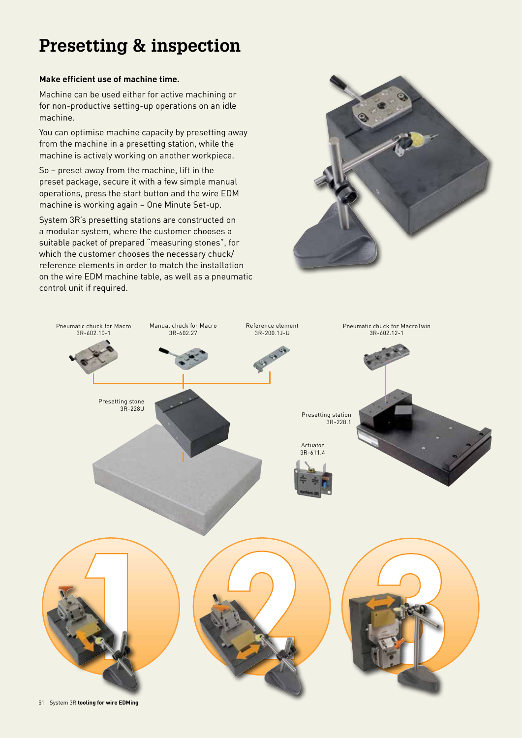# Presetting & inspection

**Make efficient use of machine time.**

Machine can be used either for active machining or for non-productive setting-up operations on an idle machine.

You can optimise machine capacity by presetting away from the machine in a presetting station, while the machine is actively working on another workpiece.

So – preset away from the machine, lift in the preset package, secure it with a few simple manual operations, press the start button and the wire EDM machine is working again – One Minute Set-up.

System 3R's presetting stations are constructed on a modular system, where the customer chooses a suitable packet of prepared "measuring stones", for which the customer chooses the necessary chuck/reference elements in order to match the installation on the wire EDM machine table, as well as a pneumatic control unit if required.

Pneumatic chuck for Macro
3R-602.10-1

Manual chuck for Macro
3R-602.27

Reference element
3R-200.1J-U

Pneumatic chuck for MacroTwin
3R-602.12-1

Presetting stone
3R-228U

Presetting station
3R-228.1

Actuator
3R-611.4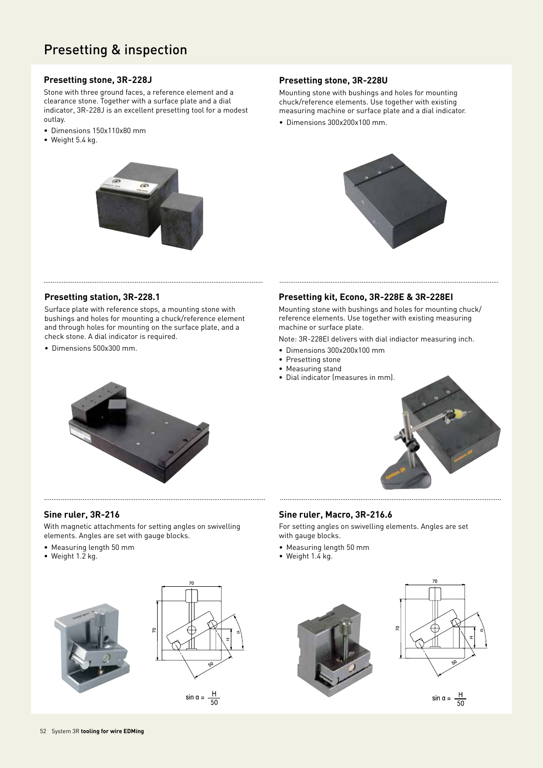# Presetting & inspection

### Presetting stone, 3R-228J

Stone with three ground faces, a reference element and a clearance stone. Together with a surface plate and a dial indicator, 3R-228J is an excellent presetting tool for a modest outlay.

- Dimensions 150x110x80 mm
- Weight 5.4 kg.

### Presetting stone, 3R-228U

Mounting stone with bushings and holes for mounting chuck/reference elements. Use together with existing measuring machine or surface plate and a dial indicator.

- Dimensions 300x200x100 mm.

### Presetting station, 3R-228.1

Surface plate with reference stops, a mounting stone with bushings and holes for mounting a chuck/reference element and through holes for mounting on the surface plate, and a check stone. A dial indicator is required.

- Dimensions 500x300 mm.

### Presetting kit, Econo, 3R-228E & 3R-228EI

Mounting stone with bushings and holes for mounting chuck/reference elements. Use together with existing measuring machine or surface plate.

Note: 3R-228EI delivers with dial indiactor measuring inch.

- Dimensions 300x200x100 mm
- Presetting stone
- Measuring stand
- Dial indicator (measures in mm).

### Sine ruler, 3R-216

With magnetic attachments for setting angles on swivelling elements. Angles are set with gauge blocks.

- Measuring length 50 mm
- Weight 1.2 kg.

$$\sin \alpha = \frac{H}{50}$$

### Sine ruler, Macro, 3R-216.6

For setting angles on swivelling elements. Angles are set with gauge blocks.

- Measuring length 50 mm
- Weight 1.4 kg.

$$\sin \alpha = \frac{H}{50}$$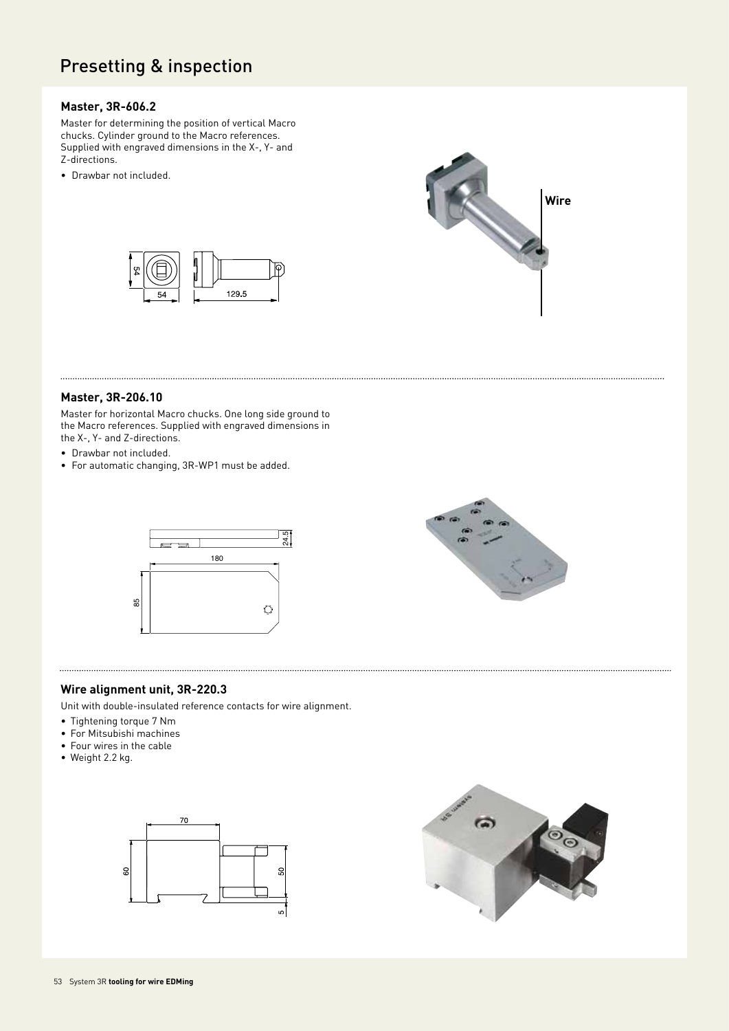# Presetting & inspection

## Master, 3R-606.2

Master for determining the position of vertical Macro chucks. Cylinder ground to the Macro references. Supplied with engraved dimensions in the X-, Y- and Z-directions.

- Drawbar not included.

54

54

129.5

Wire

## Master, 3R-206.10

Master for horizontal Macro chucks. One long side ground to the Macro references. Supplied with engraved dimensions in the X-, Y- and Z-directions.

- Drawbar not included.
- For automatic changing, 3R-WP1 must be added.

24.5

180

85

## Wire alignment unit, 3R-220.3

Unit with double-insulated reference contacts for wire alignment.

- Tightening torque 7 Nm
- For Mitsubishi machines
- Four wires in the cable
- Weight 2.2 kg.

70

60

50

5